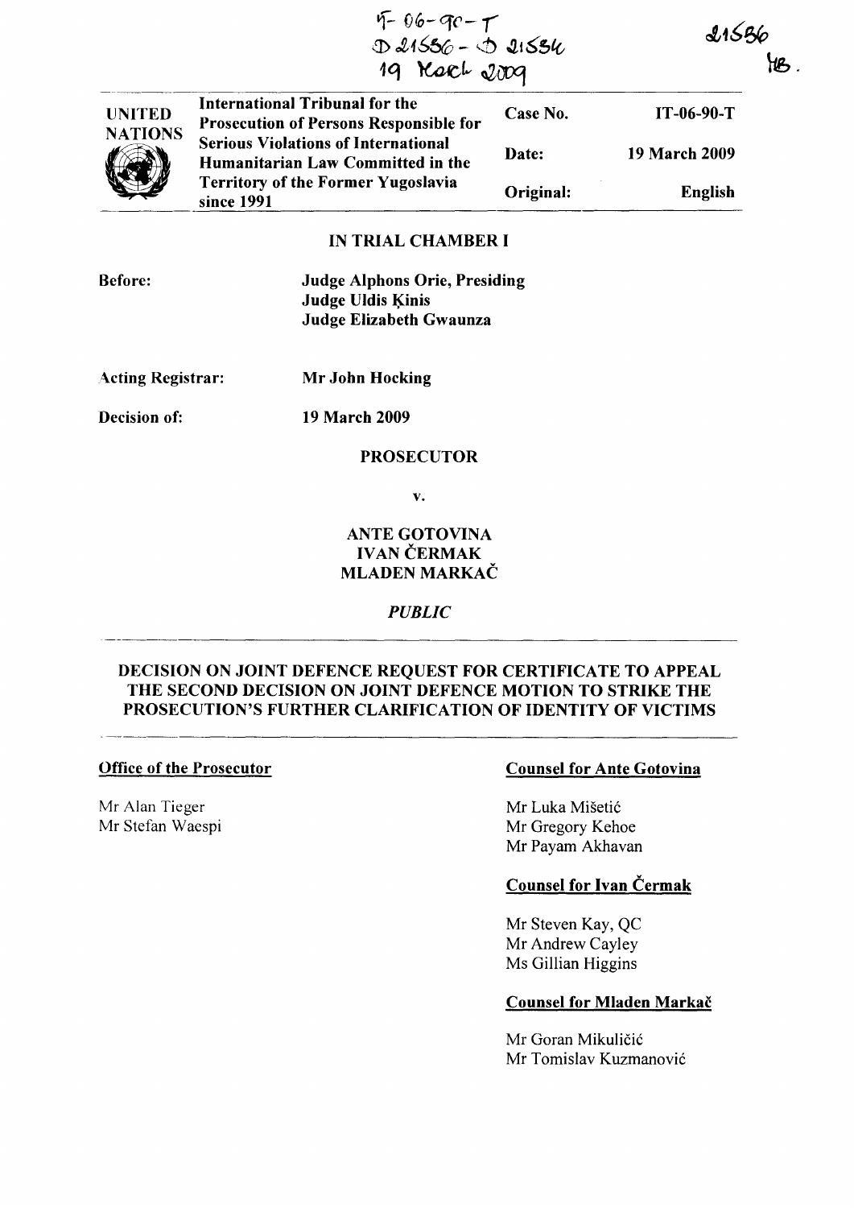IT-06-90-T
D 21556 - D 21554
19 March 2009

21556
MB.

| UNITED NATIONS | International Tribunal for the Prosecution of Persons Responsible for Serious Violations of International Humanitarian Law Committed in the Territory of the Former Yugoslavia since 1991 | Case No. | IT-06-90-T |
|---|---|---|---|
| | | Date: | 19 March 2009 |
| | | Original: | English |

**IN TRIAL CHAMBER I**

**Before:** **Judge Alphons Orie, Presiding**
**Judge Uldis Ķinis**
**Judge Elizabeth Gwaunza**

**Acting Registrar:** **Mr John Hocking**

**Decision of:** **19 March 2009**

**PROSECUTOR**

**v.**

**ANTE GOTOVINA**
**IVAN ČERMAK**
**MLADEN MARKAČ**

*PUBLIC*

**DECISION ON JOINT DEFENCE REQUEST FOR CERTIFICATE TO APPEAL THE SECOND DECISION ON JOINT DEFENCE MOTION TO STRIKE THE PROSECUTION'S FURTHER CLARIFICATION OF IDENTITY OF VICTIMS**

**Office of the Prosecutor**

Mr Alan Tieger
Mr Stefan Waespi

**Counsel for Ante Gotovina**

Mr Luka Mišetić
Mr Gregory Kehoe
Mr Payam Akhavan

**Counsel for Ivan Čermak**

Mr Steven Kay, QC
Mr Andrew Cayley
Ms Gillian Higgins

**Counsel for Mladen Markač**

Mr Goran Mikuličić
Mr Tomislav Kuzmanović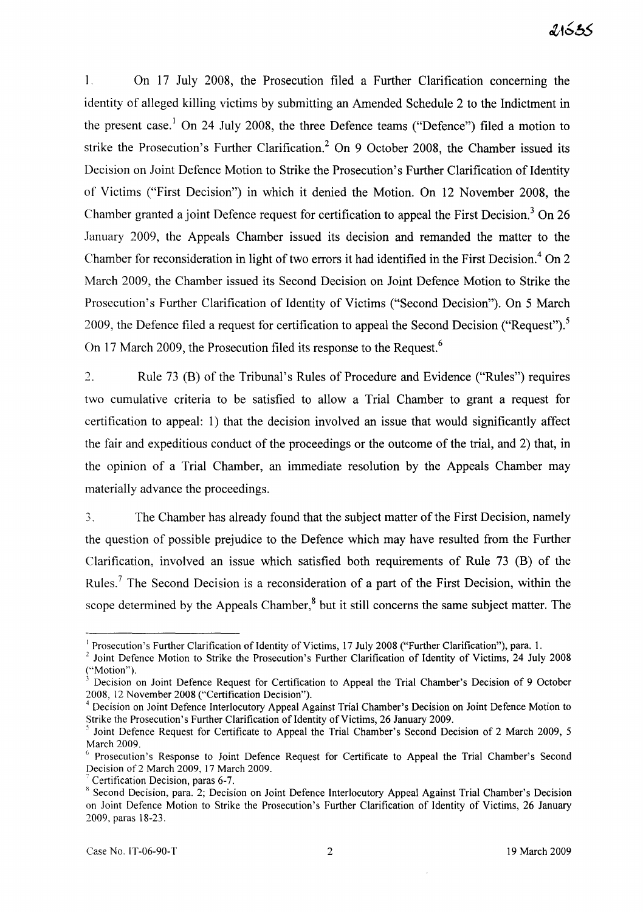1. On 17 July 2008, the Prosecution filed a Further Clarification concerning the identity of alleged killing victims by submitting an Amended Schedule 2 to the Indictment in the present case.[1] On 24 July 2008, the three Defence teams ("Defence") filed a motion to strike the Prosecution's Further Clarification.[2] On 9 October 2008, the Chamber issued its Decision on Joint Defence Motion to Strike the Prosecution's Further Clarification of Identity of Victims ("First Decision") in which it denied the Motion. On 12 November 2008, the Chamber granted a joint Defence request for certification to appeal the First Decision.[3] On 26 January 2009, the Appeals Chamber issued its decision and remanded the matter to the Chamber for reconsideration in light of two errors it had identified in the First Decision.[4] On 2 March 2009, the Chamber issued its Second Decision on Joint Defence Motion to Strike the Prosecution's Further Clarification of Identity of Victims ("Second Decision"). On 5 March 2009, the Defence filed a request for certification to appeal the Second Decision ("Request").[5] On 17 March 2009, the Prosecution filed its response to the Request.[6]

2. Rule 73 (B) of the Tribunal's Rules of Procedure and Evidence ("Rules") requires two cumulative criteria to be satisfied to allow a Trial Chamber to grant a request for certification to appeal: 1) that the decision involved an issue that would significantly affect the fair and expeditious conduct of the proceedings or the outcome of the trial, and 2) that, in the opinion of a Trial Chamber, an immediate resolution by the Appeals Chamber may materially advance the proceedings.

3. The Chamber has already found that the subject matter of the First Decision, namely the question of possible prejudice to the Defence which may have resulted from the Further Clarification, involved an issue which satisfied both requirements of Rule 73 (B) of the Rules.[7] The Second Decision is a reconsideration of a part of the First Decision, within the scope determined by the Appeals Chamber,[8] but it still concerns the same subject matter. The

---

[1] Prosecution's Further Clarification of Identity of Victims, 17 July 2008 ("Further Clarification"), para. 1.

[2] Joint Defence Motion to Strike the Prosecution's Further Clarification of Identity of Victims, 24 July 2008 ("Motion").

[3] Decision on Joint Defence Request for Certification to Appeal the Trial Chamber's Decision of 9 October 2008, 12 November 2008 ("Certification Decision").

[4] Decision on Joint Defence Interlocutory Appeal Against Trial Chamber's Decision on Joint Defence Motion to Strike the Prosecution's Further Clarification of Identity of Victims, 26 January 2009.

[5] Joint Defence Request for Certificate to Appeal the Trial Chamber's Second Decision of 2 March 2009, 5 March 2009.

[6] Prosecution's Response to Joint Defence Request for Certificate to Appeal the Trial Chamber's Second Decision of 2 March 2009, 17 March 2009.

[7] Certification Decision, paras 6-7.

[8] Second Decision, para. 2; Decision on Joint Defence Interlocutory Appeal Against Trial Chamber's Decision on Joint Defence Motion to Strike the Prosecution's Further Clarification of Identity of Victims, 26 January 2009, paras 18-23.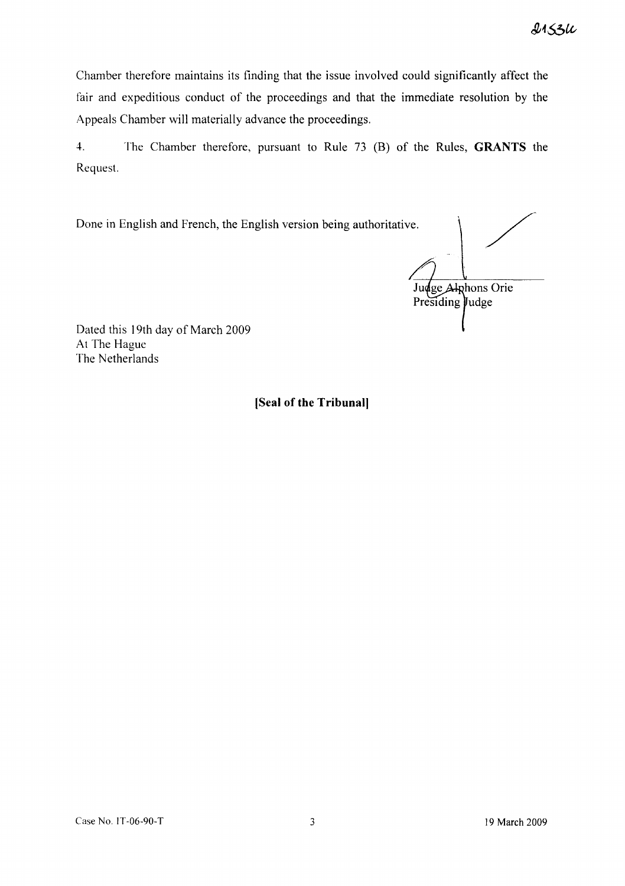Chamber therefore maintains its finding that the issue involved could significantly affect the fair and expeditious conduct of the proceedings and that the immediate resolution by the Appeals Chamber will materially advance the proceedings.

4. The Chamber therefore, pursuant to Rule 73 (B) of the Rules, **GRANTS** the Request.

Done in English and French, the English version being authoritative.

Judge Alphons Orie
Presiding Judge

Dated this 19th day of March 2009
At The Hague
The Netherlands

**[Seal of the Tribunal]**